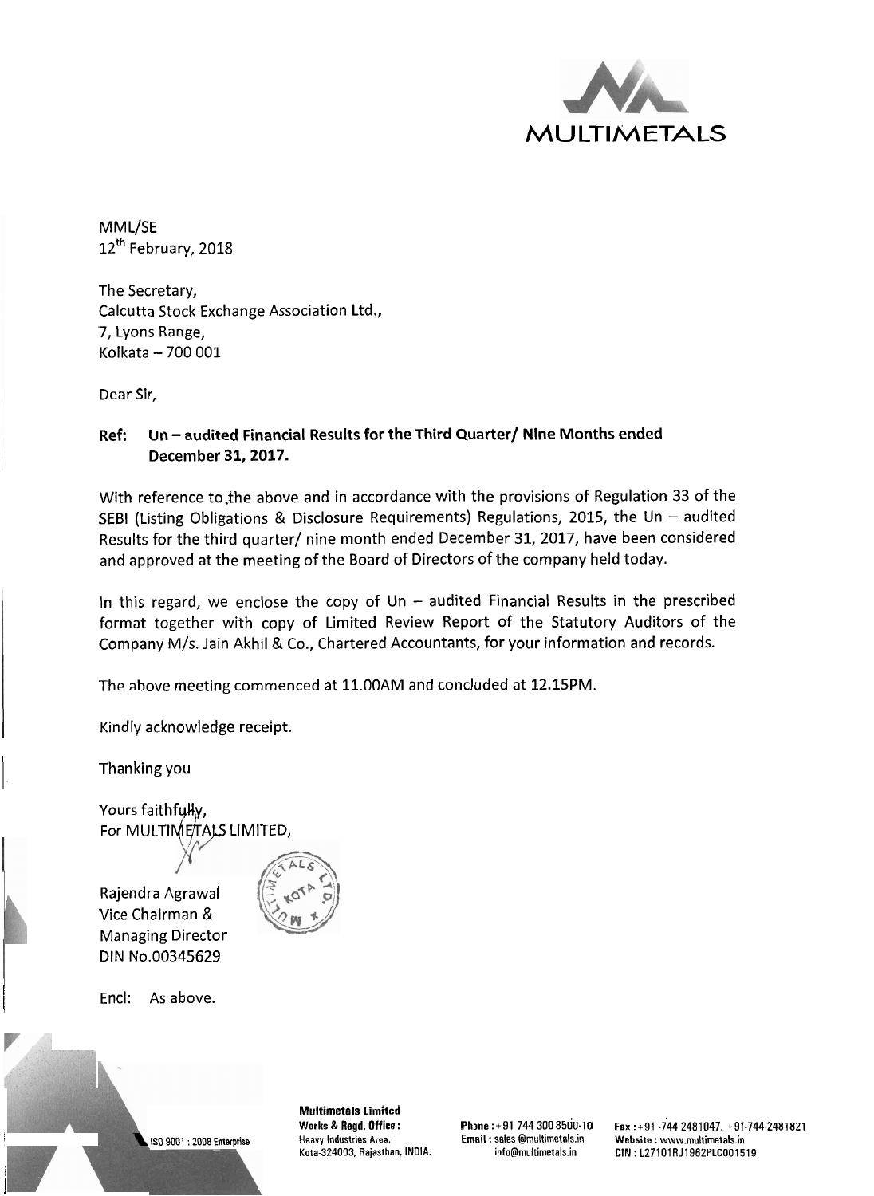MULTIMETALS

MML/SE
12th February, 2018

The Secretary,
Calcutta Stock Exchange Association Ltd.,
7, Lyons Range,
Kolkata – 700 001

Dear Sir,

**Ref: Un – audited Financial Results for the Third Quarter/ Nine Months ended December 31, 2017.**

With reference to the above and in accordance with the provisions of Regulation 33 of the SEBI (Listing Obligations & Disclosure Requirements) Regulations, 2015, the Un – audited Results for the third quarter/ nine month ended December 31, 2017, have been considered and approved at the meeting of the Board of Directors of the company held today.

In this regard, we enclose the copy of Un – audited Financial Results in the prescribed format together with copy of Limited Review Report of the Statutory Auditors of the Company M/s. Jain Akhil & Co., Chartered Accountants, for your information and records.

The above meeting commenced at 11.00AM and concluded at 12.15PM.

Kindly acknowledge receipt.

Thanking you

Yours faithfully,
For MULTIMETALS LIMITED,

Rajendra Agrawal
Vice Chairman &
Managing Director
DIN No.00345629

Encl: As above.

ISO 9001 : 2008 Enterprise

**Multimetals Limited**
**Works & Regd. Office :**
Heavy Industries Area,
Kota-324003, Rajasthan, INDIA.

**Phone :** +91 744 300 8500-10
**Email :** sales @multimetals.in
info@multimetals.in

**Fax :** +91 -744 2481047, +91-744-2481821
**Website :** www.multimetals.in
**CIN :** L27101RJ1962PLC001519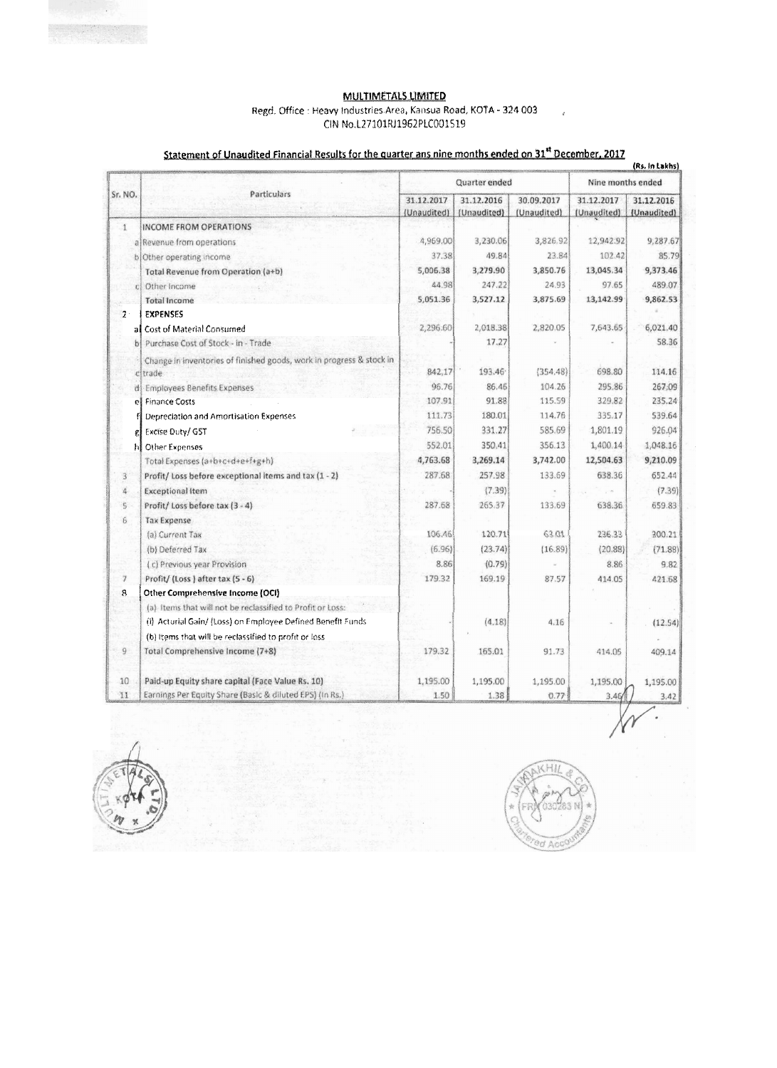## MULTIMETALS LIMITED

Regd. Office : Heavy Industries Area, Kansua Road, KOTA - 324 003

CIN No.L27101RJ1962PLC001519

### Statement of Unaudited Financial Results for the quarter ans nine months ended on 31st December, 2017

(Rs. In Lakhs)

| Sr. NO. | Particulars | Quarter ended | | | Nine months ended | |
|---|---|---|---|---|---|---|
| | | 31.12.2017 (Unaudited) | 31.12.2016 (Unaudited) | 30.09.2017 (Unaudited) | 31.12.2017 (Unaudited) | 31.12.2016 (Unaudited) |
| 1 | **INCOME FROM OPERATIONS** | | | | | |
| a | Revenue from operations | 4,969.00 | 3,230.06 | 3,826.92 | 12,942.92 | 9,287.67 |
| b | Other operating income | 37.38 | 49.84 | 23.84 | 102.42 | 85.79 |
| | **Total Revenue from Operation (a+b)** | **5,006.38** | **3,279.90** | **3,850.76** | **13,045.34** | **9,373.46** |
| c | Other Income | 44.98 | 247.22 | 24.93 | 97.65 | 489.07 |
| | **Total Income** | **5,051.36** | **3,527.12** | **3,875.69** | **13,142.99** | **9,862.53** |
| 2 | **EXPENSES** | | | | | |
| a | Cost of Material Consumed | 2,296.60 | 2,018.38 | 2,820.05 | 7,643.65 | 6,021.40 |
| b | Purchase Cost of Stock - in - Trade | - | 17.27 | - | - | 58.36 |
| c | Change in inventories of finished goods, work in progress & stock in trade | 842.17 | 193.46 | (354.48) | 698.80 | 114.16 |
| d | Employees Benefits Expenses | 96.76 | 86.46 | 104.26 | 295.86 | 267.09 |
| e | Finance Costs | 107.91 | 91.88 | 115.59 | 329.82 | 235.24 |
| f | Depreciation and Amortisation Expenses | 111.73 | 180.01 | 114.76 | 335.17 | 539.64 |
| g | Excise Duty/ GST | 756.50 | 331.27 | 585.69 | 1,801.19 | 926.04 |
| h | Other Expenses | 552.01 | 350.41 | 356.13 | 1,400.14 | 1,048.16 |
| | Total Expenses (a+b+c+d+e+f+g+h) | **4,763.68** | **3,269.14** | **3,742.00** | **12,504.63** | **9,210.09** |
| 3 | Profit/ Loss before exceptional items and tax (1 - 2) | 287.68 | 257.98 | 133.69 | 638.36 | 652.44 |
| 4 | Exceptional Item | - | (7.39) | - | - | (7.39) |
| 5 | Profit/ Loss before tax (3 - 4) | 287.68 | 265.37 | 133.69 | 638.36 | 659.83 |
| 6 | Tax Expense | | | | | |
| | (a) Current Tax | 106.46 | 120.71 | 63.01 | 236.33 | 300.21 |
| | (b) Deferred Tax | (6.96) | (23.74) | (16.89) | (20.88) | (71.88) |
| | (c) Previous year Provision | 8.86 | (0.79) | - | 8.86 | 9.82 |
| 7 | Profit/ (Loss ) after tax (5 - 6) | 179.32 | 169.19 | 87.57 | 414.05 | 421.68 |
| 8 | **Other Comprehensive Income (OCI)** | | | | | |
| | (a) Items that will not be reclassified to Profit or Loss: | | | | | |
| | (i) Acturial Gain/ (Loss) on Employee Defined Benefit Funds | - | (4.18) | 4.16 | - | (12.54) |
| | (b) Items that will be reclassified to profit or loss | | | | | - |
| 9 | Total Comprehensive Income (7+8) | 179.32 | 165.01 | 91.73 | 414.05 | 409.14 |
| 10 | Paid-up Equity share capital (Face Value Rs. 10) | 1,195.00 | 1,195.00 | 1,195.00 | 1,195.00 | 1,195.00 |
| 11 | Earnings Per Equity Share (Basic & diluted EPS) (In Rs.) | 1.50 | 1.38 | 0.77 | 3.46 | 3.42 |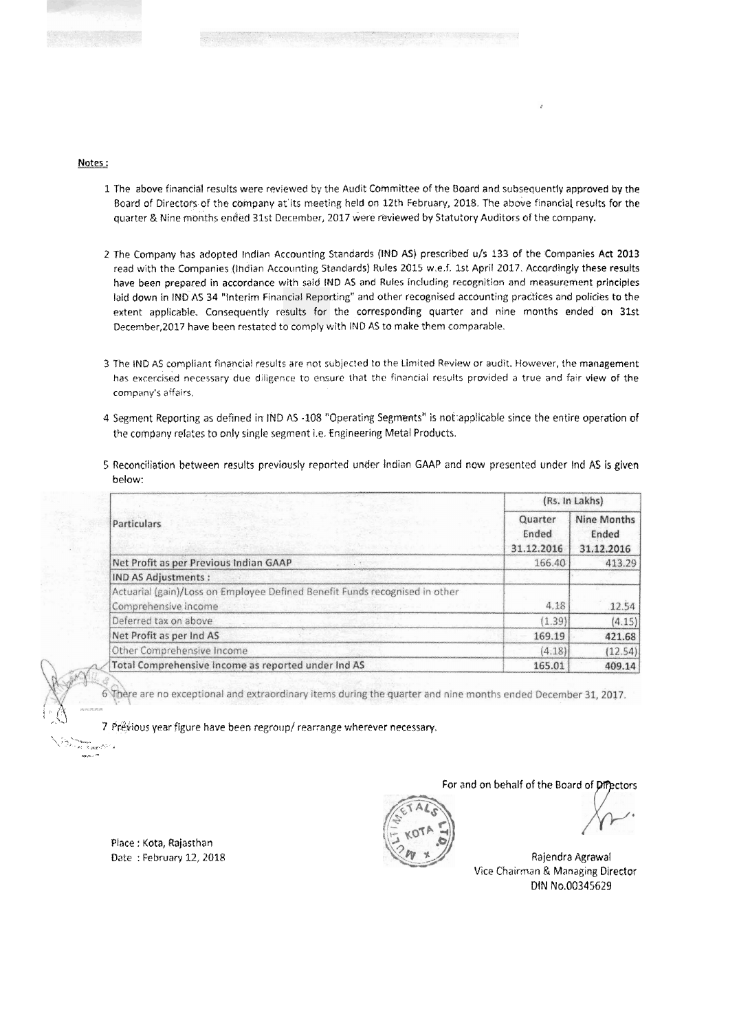**Notes :**

1 The above financial results were reviewed by the Audit Committee of the Board and subsequently approved by the Board of Directors of the company at its meeting held on 12th February, 2018. The above financial results for the quarter & Nine months ended 31st December, 2017 were reviewed by Statutory Auditors of the company.

2 The Company has adopted Indian Accounting Standards (IND AS) prescribed u/s 133 of the Companies Act 2013 read with the Companies (Indian Accounting Standards) Rules 2015 w.e.f. 1st April 2017. Accordingly these results have been prepared in accordance with said IND AS and Rules including recognition and measurement principles laid down in IND AS 34 "Interim Financial Reporting" and other recognised accounting practices and policies to the extent applicable. Consequently results for the corresponding quarter and nine months ended on 31st December,2017 have been restated to comply with IND AS to make them comparable.

3 The IND AS compliant financial results are not subjected to the Limited Review or audit. However, the management has excercised necessary due diligence to ensure that the financial results provided a true and fair view of the company's affairs.

4 Segment Reporting as defined in IND AS -108 "Operating Segments" is not applicable since the entire operation of the company relates to only single segment i.e. Engineering Metal Products.

5 Reconciliation between results previously reported under Indian GAAP and now presented under Ind AS is given below:

| Particulars | (Rs. In Lakhs) | |
|---|---|---|
| | Quarter Ended 31.12.2016 | Nine Months Ended 31.12.2016 |
| Net Profit as per Previous Indian GAAP | 166.40 | 413.29 |
| **IND AS Adjustments :** | | |
| Actuarial (gain)/Loss on Employee Defined Benefit Funds recognised in other Comprehensive income | 4.18 | 12.54 |
| Deferred tax on above | (1.39) | (4.15) |
| **Net Profit as per Ind AS** | **169.19** | **421.68** |
| Other Comprehensive Income | (4.18) | (12.54) |
| **Total Comprehensive Income as reported under Ind AS** | **165.01** | **409.14** |

6 There are no exceptional and extraordinary items during the quarter and nine months ended December 31, 2017.

7 Previous year figure have been regroup/ rearrange wherever necessary.

For and on behalf of the Board of Directors

Place : Kota, Rajasthan
Date : February 12, 2018

Rajendra Agrawal
Vice Chairman & Managing Director
DIN No.00345629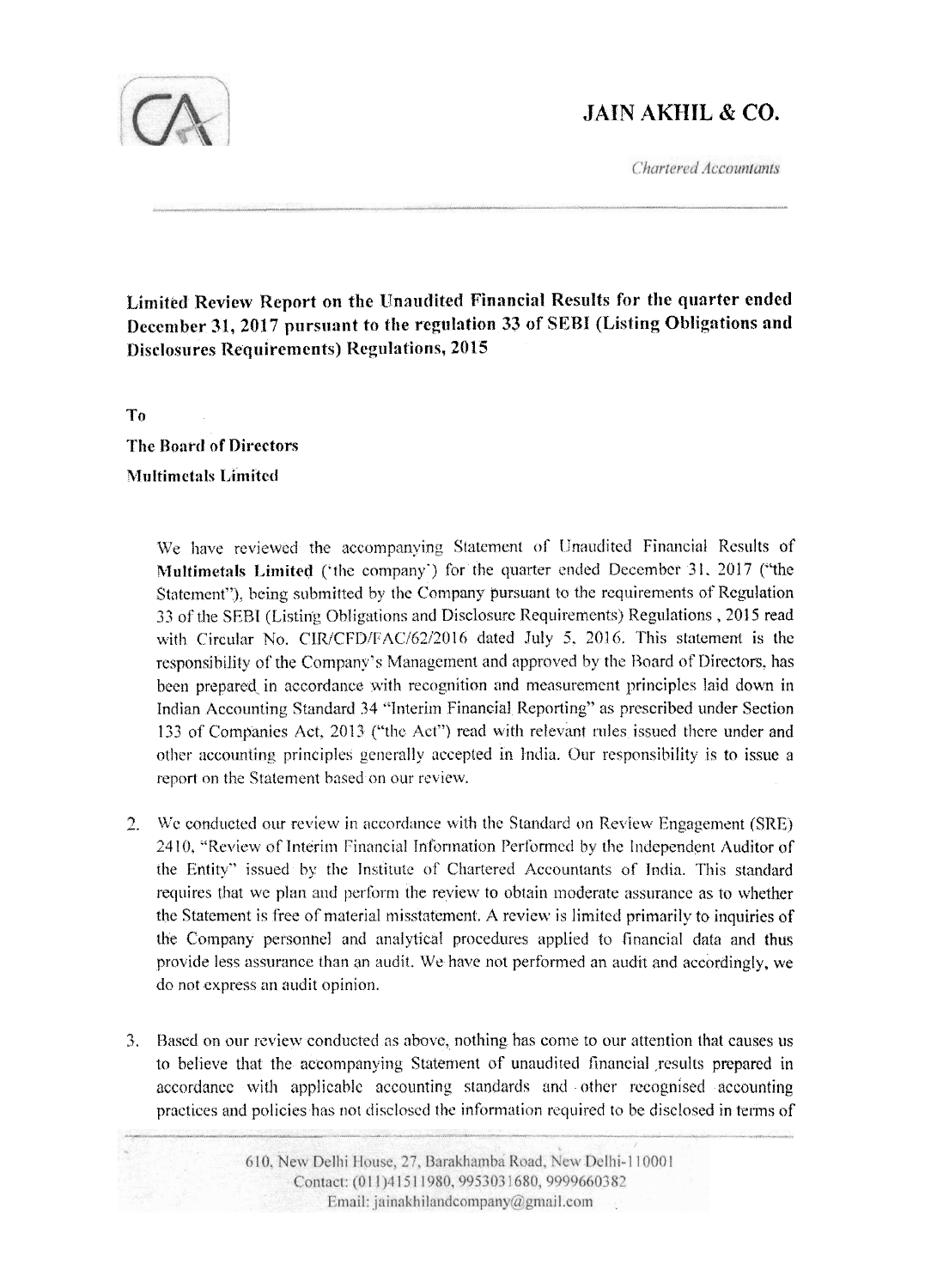# JAIN AKHIL & CO.

*Chartered Accountants*

**Limited Review Report on the Unaudited Financial Results for the quarter ended December 31, 2017 pursuant to the regulation 33 of SEBI (Listing Obligations and Disclosures Requirements) Regulations, 2015**

**To**

**The Board of Directors**

**Multimetals Limited**

We have reviewed the accompanying Statement of Unaudited Financial Results of **Multimetals Limited** ('the company') for the quarter ended December 31, 2017 ("the Statement"), being submitted by the Company pursuant to the requirements of Regulation 33 of the SEBI (Listing Obligations and Disclosure Requirements) Regulations , 2015 read with Circular No. CIR/CFD/FAC/62/2016 dated July 5, 2016. This statement is the responsibility of the Company's Management and approved by the Board of Directors, has been prepared in accordance with recognition and measurement principles laid down in Indian Accounting Standard 34 "Interim Financial Reporting" as prescribed under Section 133 of Companies Act, 2013 ("the Act") read with relevant rules issued there under and other accounting principles generally accepted in India. Our responsibility is to issue a report on the Statement based on our review.

2. We conducted our review in accordance with the Standard on Review Engagement (SRE) 2410, "Review of Interim Financial Information Performed by the Independent Auditor of the Entity" issued by the Institute of Chartered Accountants of India. This standard requires that we plan and perform the review to obtain moderate assurance as to whether the Statement is free of material misstatement. A review is limited primarily to inquiries of the Company personnel and analytical procedures applied to financial data and thus provide less assurance than an audit. We have not performed an audit and accordingly, we do not express an audit opinion.

3. Based on our review conducted as above, nothing has come to our attention that causes us to believe that the accompanying Statement of unaudited financial results prepared in accordance with applicable accounting standards and other recognised accounting practices and policies has not disclosed the information required to be disclosed in terms of

610, New Delhi House, 27, Barakhamba Road, New Delhi-110001
Contact: (011)41511980, 9953031680, 9999660382
Email: jainakhilandcompany@gmail.com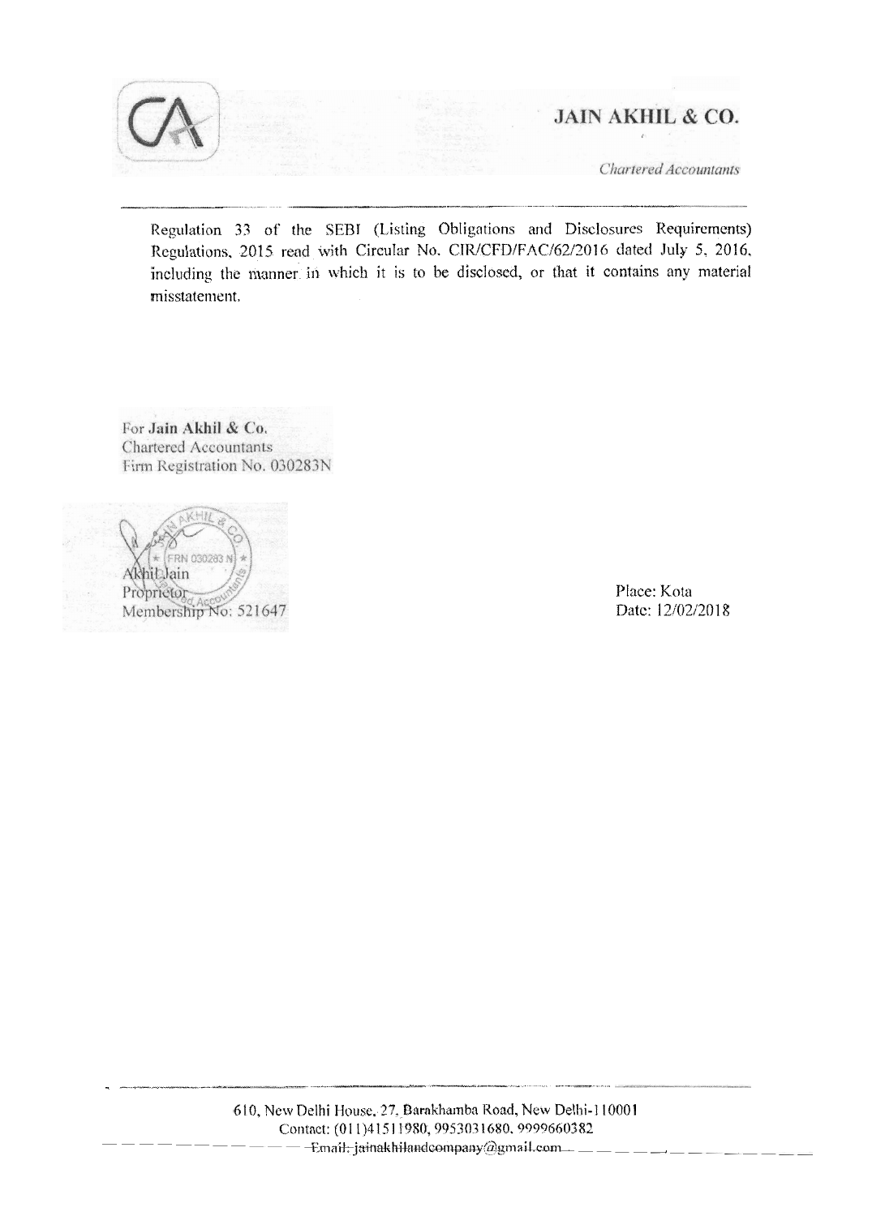# JAIN AKHIL & CO.

*Chartered Accountants*

Regulation 33 of the SEBI (Listing Obligations and Disclosures Requirements) Regulations, 2015 read with Circular No. CIR/CFD/FAC/62/2016 dated July 5, 2016, including the manner in which it is to be disclosed, or that it contains any material misstatement.

For **Jain Akhil & Co.**
Chartered Accountants
Firm Registration No. 030283N

Akhil Jain
Proprietor
Membership No: 521647

Place: Kota
Date: 12/02/2018

610, New Delhi House, 27, Barakhamba Road, New Delhi-110001
Contact: (011)41511980, 9953031680, 9999660382
Email: jainakhilandcompany@gmail.com